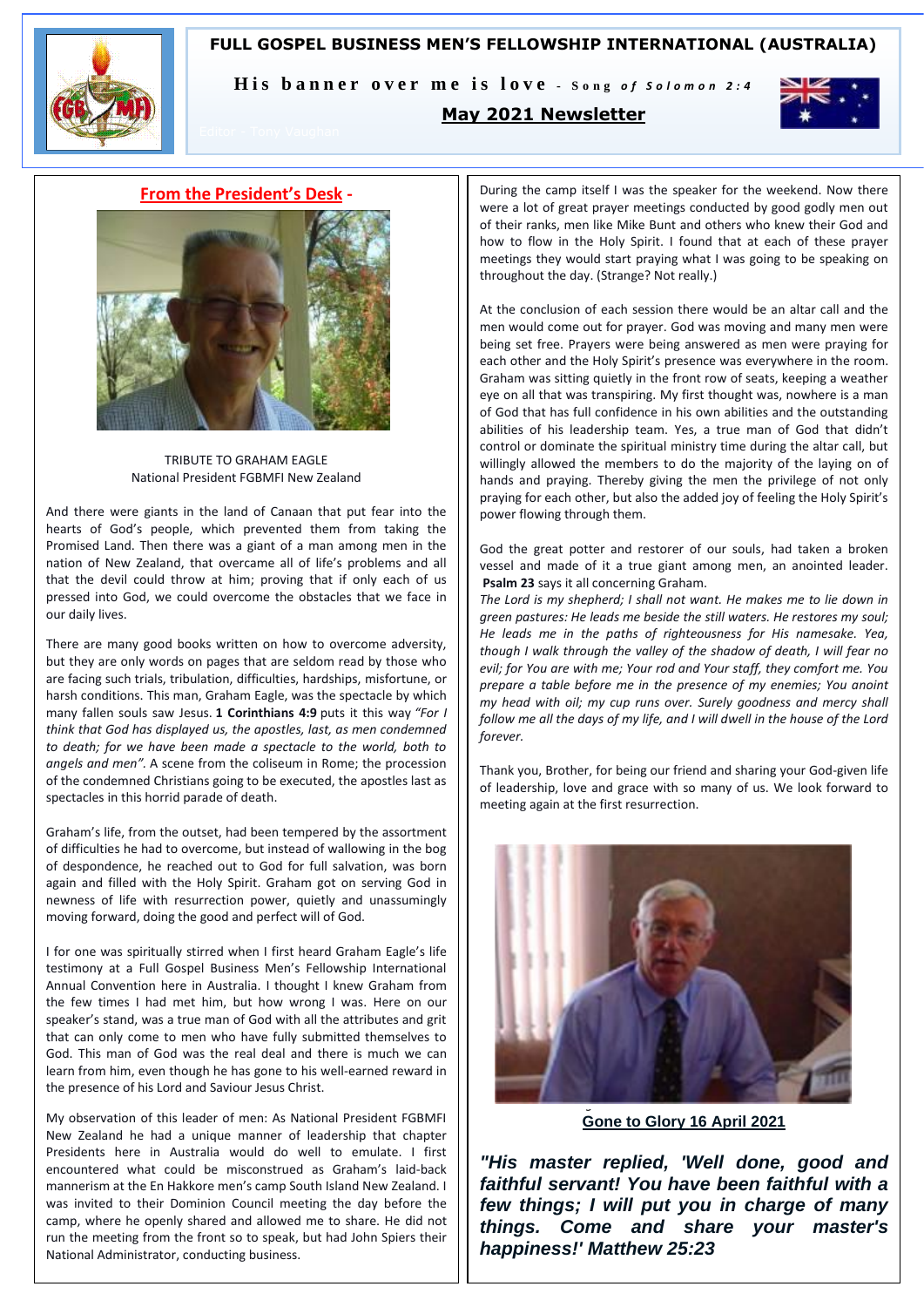# FULL GOSPEL BUSINESS MEN'S FELLOWSHIP INTERNATIONAL (AUSTRALIA)

**His banner over me is love** - *Song of Solomon 2:4*

## May 2021 Newsletter

Editor - Tony Vaughan

## From the President's Desk -

TRIBUTE TO GRAHAM EAGLE
National President FGBMFI New Zealand

And there were giants in the land of Canaan that put fear into the hearts of God's people, which prevented them from taking the Promised Land. Then there was a giant of a man among men in the nation of New Zealand, that overcame all of life's problems and all that the devil could throw at him; proving that if only each of us pressed into God, we could overcome the obstacles that we face in our daily lives.

There are many good books written on how to overcome adversity, but they are only words on pages that are seldom read by those who are facing such trials, tribulation, difficulties, hardships, misfortune, or harsh conditions. This man, Graham Eagle, was the spectacle by which many fallen souls saw Jesus. **1 Corinthians 4:9** puts it this way *"For I think that God has displayed us, the apostles, last, as men condemned to death; for we have been made a spectacle to the world, both to angels and men"*. A scene from the coliseum in Rome; the procession of the condemned Christians going to be executed, the apostles last as spectacles in this horrid parade of death.

Graham's life, from the outset, had been tempered by the assortment of difficulties he had to overcome, but instead of wallowing in the bog of despondence, he reached out to God for full salvation, was born again and filled with the Holy Spirit. Graham got on serving God in newness of life with resurrection power, quietly and unassumingly moving forward, doing the good and perfect will of God.

I for one was spiritually stirred when I first heard Graham Eagle's life testimony at a Full Gospel Business Men's Fellowship International Annual Convention here in Australia. I thought I knew Graham from the few times I had met him, but how wrong I was. Here on our speaker's stand, was a true man of God with all the attributes and grit that can only come to men who have fully submitted themselves to God. This man of God was the real deal and there is much we can learn from him, even though he has gone to his well-earned reward in the presence of his Lord and Saviour Jesus Christ.

My observation of this leader of men: As National President FGBMFI New Zealand he had a unique manner of leadership that chapter Presidents here in Australia would do well to emulate. I first encountered what could be misconstrued as Graham's laid-back mannerism at the En Hakkore men's camp South Island New Zealand. I was invited to their Dominion Council meeting the day before the camp, where he openly shared and allowed me to share. He did not run the meeting from the front so to speak, but had John Spiers their National Administrator, conducting business.

During the camp itself I was the speaker for the weekend. Now there were a lot of great prayer meetings conducted by good godly men out of their ranks, men like Mike Bunt and others who knew their God and how to flow in the Holy Spirit. I found that at each of these prayer meetings they would start praying what I was going to be speaking on throughout the day. (Strange? Not really.)

At the conclusion of each session there would be an altar call and the men would come out for prayer. God was moving and many men were being set free. Prayers were being answered as men were praying for each other and the Holy Spirit's presence was everywhere in the room. Graham was sitting quietly in the front row of seats, keeping a weather eye on all that was transpiring. My first thought was, nowhere is a man of God that has full confidence in his own abilities and the outstanding abilities of his leadership team. Yes, a true man of God that didn't control or dominate the spiritual ministry time during the altar call, but willingly allowed the members to do the majority of the laying on of hands and praying. Thereby giving the men the privilege of not only praying for each other, but also the added joy of feeling the Holy Spirit's power flowing through them.

God the great potter and restorer of our souls, had taken a broken vessel and made of it a true giant among men, an anointed leader. **Psalm 23** says it all concerning Graham.
*The Lord is my shepherd; I shall not want. He makes me to lie down in green pastures: He leads me beside the still waters. He restores my soul; He leads me in the paths of righteousness for His namesake. Yea, though I walk through the valley of the shadow of death, I will fear no evil; for You are with me; Your rod and Your staff, they comfort me. You prepare a table before me in the presence of my enemies; You anoint my head with oil; my cup runs over. Surely goodness and mercy shall follow me all the days of my life, and I will dwell in the house of the Lord forever.*

Thank you, Brother, for being our friend and sharing your God-given life of leadership, love and grace with so many of us. We look forward to meeting again at the first resurrection.

**Gone to Glory 16 April 2021**

***"His master replied, 'Well done, good and faithful servant! You have been faithful with a few things; I will put you in charge of many things. Come and share your master's happiness!' Matthew 25:23***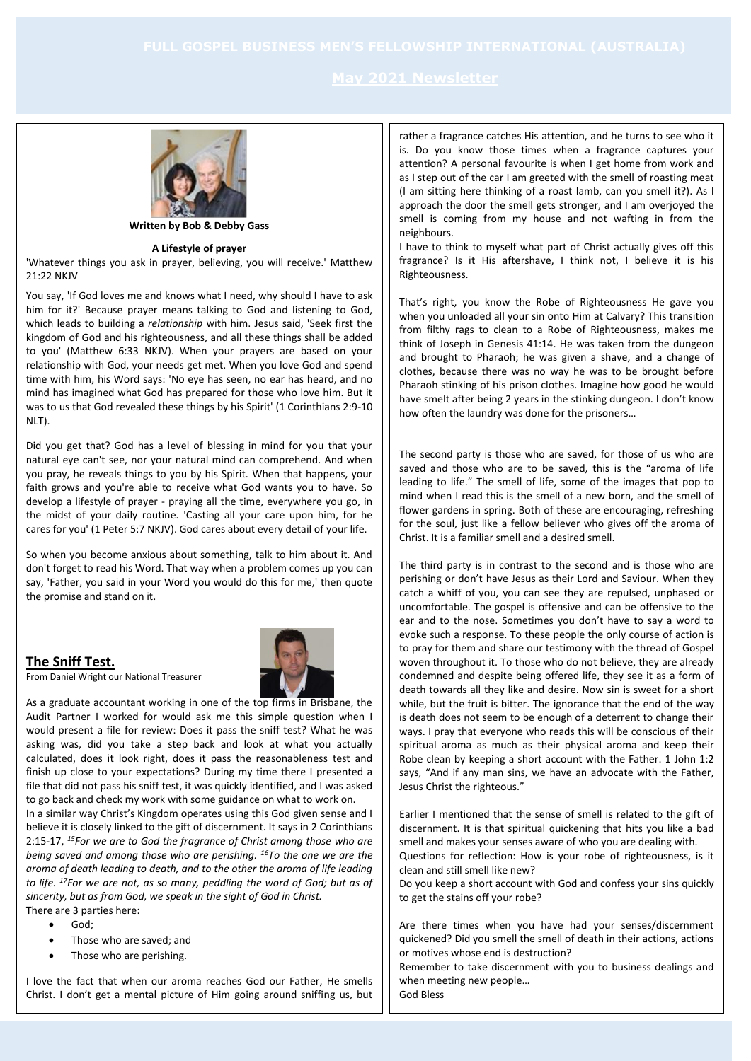**Written by Bob & Debby Gass**

**A Lifestyle of prayer**

'Whatever things you ask in prayer, believing, you will receive.' Matthew 21:22 NKJV

You say, 'If God loves me and knows what I need, why should I have to ask him for it?' Because prayer means talking to God and listening to God, which leads to building a *relationship* with him. Jesus said, 'Seek first the kingdom of God and his righteousness, and all these things shall be added to you' (Matthew 6:33 NKJV). When your prayers are based on your relationship with God, your needs get met. When you love God and spend time with him, his Word says: 'No eye has seen, no ear has heard, and no mind has imagined what God has prepared for those who love him. But it was to us that God revealed these things by his Spirit' (1 Corinthians 2:9-10 NLT).

Did you get that? God has a level of blessing in mind for you that your natural eye can't see, nor your natural mind can comprehend. And when you pray, he reveals things to you by his Spirit. When that happens, your faith grows and you're able to receive what God wants you to have. So develop a lifestyle of prayer - praying all the time, everywhere you go, in the midst of your daily routine. 'Casting all your care upon him, for he cares for you' (1 Peter 5:7 NKJV). God cares about every detail of your life.

So when you become anxious about something, talk to him about it. And don't forget to read his Word. That way when a problem comes up you can say, 'Father, you said in your Word you would do this for me,' then quote the promise and stand on it.

## The Sniff Test.

From Daniel Wright our National Treasurer

As a graduate accountant working in one of the top firms in Brisbane, the Audit Partner I worked for would ask me this simple question when I would present a file for review: Does it pass the sniff test? What he was asking was, did you take a step back and look at what you actually calculated, does it look right, does it pass the reasonableness test and finish up close to your expectations? During my time there I presented a file that did not pass his sniff test, it was quickly identified, and I was asked to go back and check my work with some guidance on what to work on.

In a similar way Christ's Kingdom operates using this God given sense and I believe it is closely linked to the gift of discernment. It says in 2 Corinthians 2:15-17, *15For we are to God the fragrance of Christ among those who are being saved and among those who are perishing. 16To the one we are the aroma of death leading to death, and to the other the aroma of life leading to life. 17For we are not, as so many, peddling the word of God; but as of sincerity, but as from God, we speak in the sight of God in Christ.*

There are 3 parties here:

- God;
- Those who are saved; and
- Those who are perishing.

I love the fact that when our aroma reaches God our Father, He smells Christ. I don't get a mental picture of Him going around sniffing us, but rather a fragrance catches His attention, and he turns to see who it is. Do you know those times when a fragrance captures your attention? A personal favourite is when I get home from work and as I step out of the car I am greeted with the smell of roasting meat (I am sitting here thinking of a roast lamb, can you smell it?). As I approach the door the smell gets stronger, and I am overjoyed the smell is coming from my house and not wafting in from the neighbours.

I have to think to myself what part of Christ actually gives off this fragrance? Is it His aftershave, I think not, I believe it is his Righteousness.

That's right, you know the Robe of Righteousness He gave you when you unloaded all your sin onto Him at Calvary? This transition from filthy rags to clean to a Robe of Righteousness, makes me think of Joseph in Genesis 41:14. He was taken from the dungeon and brought to Pharaoh; he was given a shave, and a change of clothes, because there was no way he was to be brought before Pharaoh stinking of his prison clothes. Imagine how good he would have smelt after being 2 years in the stinking dungeon. I don't know how often the laundry was done for the prisoners…

The second party is those who are saved, for those of us who are saved and those who are to be saved, this is the "aroma of life leading to life." The smell of life, some of the images that pop to mind when I read this is the smell of a new born, and the smell of flower gardens in spring. Both of these are encouraging, refreshing for the soul, just like a fellow believer who gives off the aroma of Christ. It is a familiar smell and a desired smell.

The third party is in contrast to the second and is those who are perishing or don't have Jesus as their Lord and Saviour. When they catch a whiff of you, you can see they are repulsed, unphased or uncomfortable. The gospel is offensive and can be offensive to the ear and to the nose. Sometimes you don't have to say a word to evoke such a response. To these people the only course of action is to pray for them and share our testimony with the thread of Gospel woven throughout it. To those who do not believe, they are already condemned and despite being offered life, they see it as a form of death towards all they like and desire. Now sin is sweet for a short while, but the fruit is bitter. The ignorance that the end of the way is death does not seem to be enough of a deterrent to change their ways. I pray that everyone who reads this will be conscious of their spiritual aroma as much as their physical aroma and keep their Robe clean by keeping a short account with the Father. 1 John 1:2 says, "And if any man sins, we have an advocate with the Father, Jesus Christ the righteous."

Earlier I mentioned that the sense of smell is related to the gift of discernment. It is that spiritual quickening that hits you like a bad smell and makes your senses aware of who you are dealing with.

Questions for reflection: How is your robe of righteousness, is it clean and still smell like new?

Do you keep a short account with God and confess your sins quickly to get the stains off your robe?

Are there times when you have had your senses/discernment quickened? Did you smell the smell of death in their actions, actions or motives whose end is destruction?

Remember to take discernment with you to business dealings and when meeting new people…

God Bless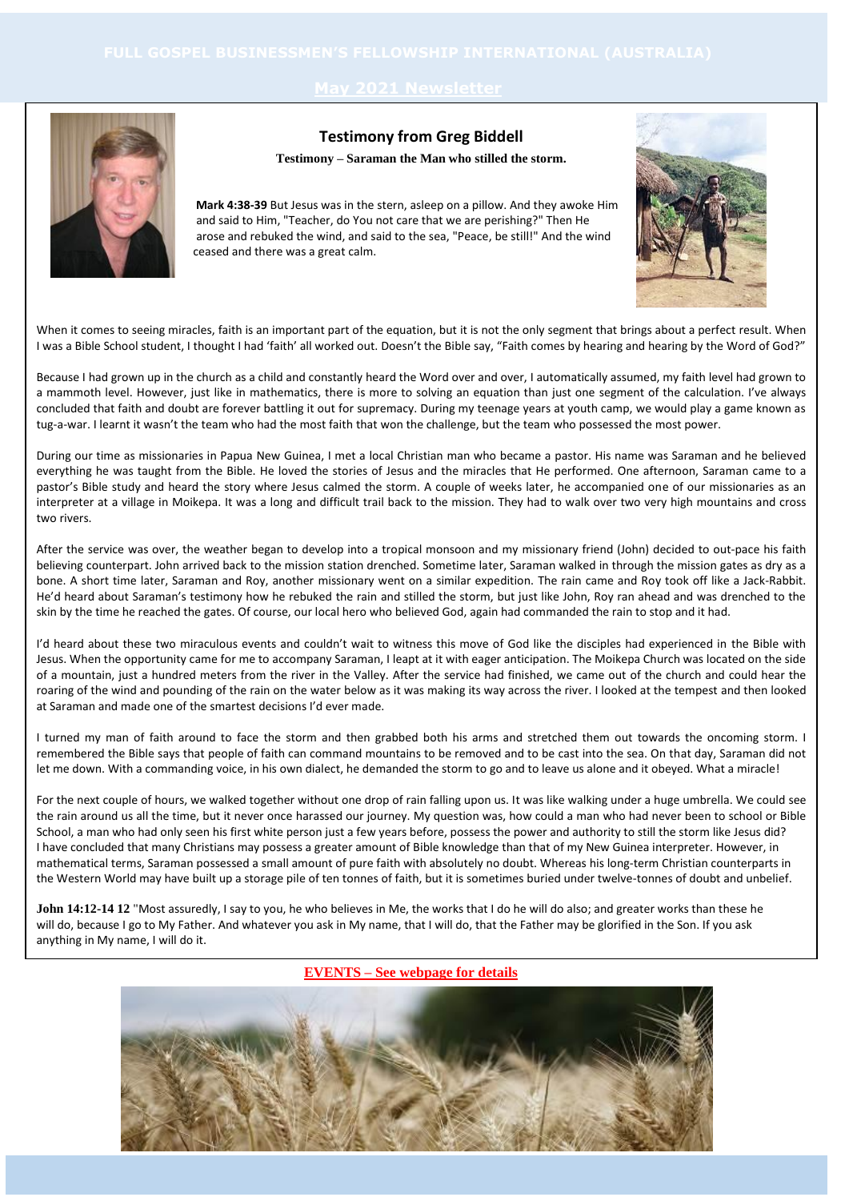# FULL GOSPEL BUSINESSMEN'S FELLOWSHIP INTERNATIONAL (AUSTRALIA)

## May 2021 Newsletter

## Testimony from Greg Biddell

**Testimony – Saraman the Man who stilled the storm.**

**Mark 4:38-39** But Jesus was in the stern, asleep on a pillow. And they awoke Him and said to Him, "Teacher, do You not care that we are perishing?" Then He arose and rebuked the wind, and said to the sea, "Peace, be still!" And the wind ceased and there was a great calm.

When it comes to seeing miracles, faith is an important part of the equation, but it is not the only segment that brings about a perfect result. When I was a Bible School student, I thought I had 'faith' all worked out. Doesn't the Bible say, "Faith comes by hearing and hearing by the Word of God?"

Because I had grown up in the church as a child and constantly heard the Word over and over, I automatically assumed, my faith level had grown to a mammoth level. However, just like in mathematics, there is more to solving an equation than just one segment of the calculation. I've always concluded that faith and doubt are forever battling it out for supremacy. During my teenage years at youth camp, we would play a game known as tug-a-war. I learnt it wasn't the team who had the most faith that won the challenge, but the team who possessed the most power.

During our time as missionaries in Papua New Guinea, I met a local Christian man who became a pastor. His name was Saraman and he believed everything he was taught from the Bible. He loved the stories of Jesus and the miracles that He performed. One afternoon, Saraman came to a pastor's Bible study and heard the story where Jesus calmed the storm. A couple of weeks later, he accompanied one of our missionaries as an interpreter at a village in Moikepa. It was a long and difficult trail back to the mission. They had to walk over two very high mountains and cross two rivers.

After the service was over, the weather began to develop into a tropical monsoon and my missionary friend (John) decided to out-pace his faith believing counterpart. John arrived back to the mission station drenched. Sometime later, Saraman walked in through the mission gates as dry as a bone. A short time later, Saraman and Roy, another missionary went on a similar expedition. The rain came and Roy took off like a Jack-Rabbit. He'd heard about Saraman's testimony how he rebuked the rain and stilled the storm, but just like John, Roy ran ahead and was drenched to the skin by the time he reached the gates. Of course, our local hero who believed God, again had commanded the rain to stop and it had.

I'd heard about these two miraculous events and couldn't wait to witness this move of God like the disciples had experienced in the Bible with Jesus. When the opportunity came for me to accompany Saraman, I leapt at it with eager anticipation. The Moikepa Church was located on the side of a mountain, just a hundred meters from the river in the Valley. After the service had finished, we came out of the church and could hear the roaring of the wind and pounding of the rain on the water below as it was making its way across the river. I looked at the tempest and then looked at Saraman and made one of the smartest decisions I'd ever made.

I turned my man of faith around to face the storm and then grabbed both his arms and stretched them out towards the oncoming storm. I remembered the Bible says that people of faith can command mountains to be removed and to be cast into the sea. On that day, Saraman did not let me down. With a commanding voice, in his own dialect, he demanded the storm to go and to leave us alone and it obeyed. What a miracle!

For the next couple of hours, we walked together without one drop of rain falling upon us. It was like walking under a huge umbrella. We could see the rain around us all the time, but it never once harassed our journey. My question was, how could a man who had never been to school or Bible School, a man who had only seen his first white person just a few years before, possess the power and authority to still the storm like Jesus did? I have concluded that many Christians may possess a greater amount of Bible knowledge than that of my New Guinea interpreter. However, in mathematical terms, Saraman possessed a small amount of pure faith with absolutely no doubt. Whereas his long-term Christian counterparts in the Western World may have built up a storage pile of ten tonnes of faith, but it is sometimes buried under twelve-tonnes of doubt and unbelief.

**John 14:12-14 12** "Most assuredly, I say to you, he who believes in Me, the works that I do he will do also; and greater works than these he will do, because I go to My Father. And whatever you ask in My name, that I will do, that the Father may be glorified in the Son. If you ask anything in My name, I will do it.

**EVENTS – See webpage for details**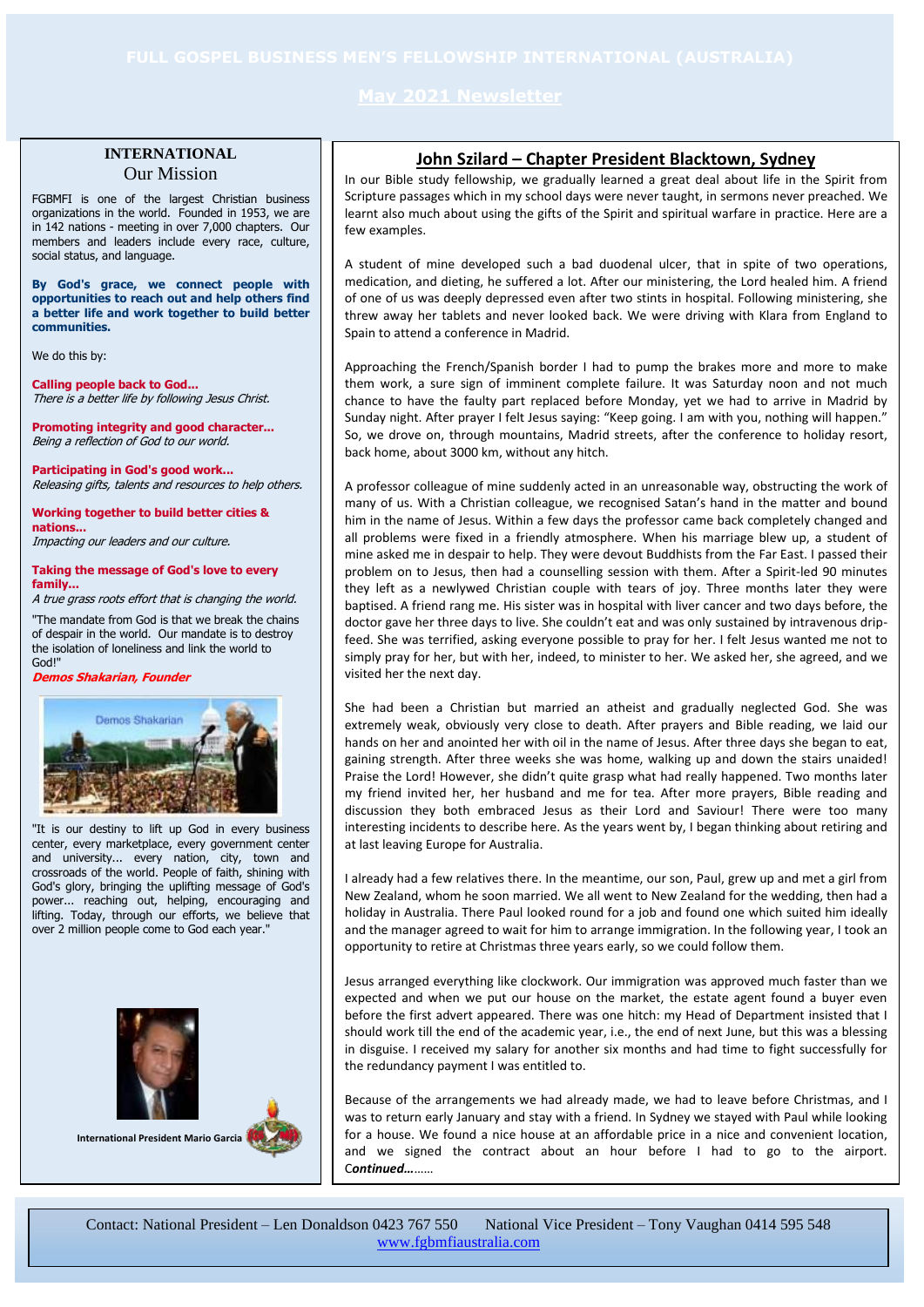# FULL GOSPEL BUSINESS MEN'S FELLOWSHIP INTERNATIONAL (AUSTRALIA)

## May 2021 Newsletter

### INTERNATIONAL
### Our Mission

FGBMFI is one of the largest Christian business organizations in the world. Founded in 1953, we are in 142 nations - meeting in over 7,000 chapters. Our members and leaders include every race, culture, social status, and language.

**By God's grace, we connect people with opportunities to reach out and help others find a better life and work together to build better communities.**

We do this by:

**Calling people back to God...**
*There is a better life by following Jesus Christ.*

**Promoting integrity and good character...**
*Being a reflection of God to our world.*

**Participating in God's good work...**
*Releasing gifts, talents and resources to help others.*

**Working together to build better cities & nations...**
*Impacting our leaders and our culture.*

**Taking the message of God's love to every family...**
*A true grass roots effort that is changing the world.*

"The mandate from God is that we break the chains of despair in the world. Our mandate is to destroy the isolation of loneliness and link the world to God!"
***Demos Shakarian, Founder***

Demos Shakarian

"It is our destiny to lift up God in every business center, every marketplace, every government center and university... every nation, city, town and crossroads of the world. People of faith, shining with God's glory, bringing the uplifting message of God's power... reaching out, helping, encouraging and lifting. Today, through our efforts, we believe that over 2 million people come to God each year."

**International President Mario Garcia**

## John Szilard – Chapter President Blacktown, Sydney

In our Bible study fellowship, we gradually learned a great deal about life in the Spirit from Scripture passages which in my school days were never taught, in sermons never preached. We learnt also much about using the gifts of the Spirit and spiritual warfare in practice. Here are a few examples.

A student of mine developed such a bad duodenal ulcer, that in spite of two operations, medication, and dieting, he suffered a lot. After our ministering, the Lord healed him. A friend of one of us was deeply depressed even after two stints in hospital. Following ministering, she threw away her tablets and never looked back. We were driving with Klara from England to Spain to attend a conference in Madrid.

Approaching the French/Spanish border I had to pump the brakes more and more to make them work, a sure sign of imminent complete failure. It was Saturday noon and not much chance to have the faulty part replaced before Monday, yet we had to arrive in Madrid by Sunday night. After prayer I felt Jesus saying: "Keep going. I am with you, nothing will happen." So, we drove on, through mountains, Madrid streets, after the conference to holiday resort, back home, about 3000 km, without any hitch.

A professor colleague of mine suddenly acted in an unreasonable way, obstructing the work of many of us. With a Christian colleague, we recognised Satan's hand in the matter and bound him in the name of Jesus. Within a few days the professor came back completely changed and all problems were fixed in a friendly atmosphere. When his marriage blew up, a student of mine asked me in despair to help. They were devout Buddhists from the Far East. I passed their problem on to Jesus, then had a counselling session with them. After a Spirit-led 90 minutes they left as a newlywed Christian couple with tears of joy. Three months later they were baptised. A friend rang me. His sister was in hospital with liver cancer and two days before, the doctor gave her three days to live. She couldn't eat and was only sustained by intravenous drip-feed. She was terrified, asking everyone possible to pray for her. I felt Jesus wanted me not to simply pray for her, but with her, indeed, to minister to her. We asked her, she agreed, and we visited her the next day.

She had been a Christian but married an atheist and gradually neglected God. She was extremely weak, obviously very close to death. After prayers and Bible reading, we laid our hands on her and anointed her with oil in the name of Jesus. After three days she began to eat, gaining strength. After three weeks she was home, walking up and down the stairs unaided! Praise the Lord! However, she didn't quite grasp what had really happened. Two months later my friend invited her, her husband and me for tea. After more prayers, Bible reading and discussion they both embraced Jesus as their Lord and Saviour! There were too many interesting incidents to describe here. As the years went by, I began thinking about retiring and at last leaving Europe for Australia.

I already had a few relatives there. In the meantime, our son, Paul, grew up and met a girl from New Zealand, whom he soon married. We all went to New Zealand for the wedding, then had a holiday in Australia. There Paul looked round for a job and found one which suited him ideally and the manager agreed to wait for him to arrange immigration. In the following year, I took an opportunity to retire at Christmas three years early, so we could follow them.

Jesus arranged everything like clockwork. Our immigration was approved much faster than we expected and when we put our house on the market, the estate agent found a buyer even before the first advert appeared. There was one hitch: my Head of Department insisted that I should work till the end of the academic year, i.e., the end of next June, but this was a blessing in disguise. I received my salary for another six months and had time to fight successfully for the redundancy payment I was entitled to.

Because of the arrangements we had already made, we had to leave before Christmas, and I was to return early January and stay with a friend. In Sydney we stayed with Paul while looking for a house. We found a nice house at an affordable price in a nice and convenient location, and we signed the contract about an hour before I had to go to the airport. C***ontinued…***……

Contact: National President – Len Donaldson 0423 767 550 National Vice President – Tony Vaughan 0414 595 548
www.fgbmfiaustralia.com